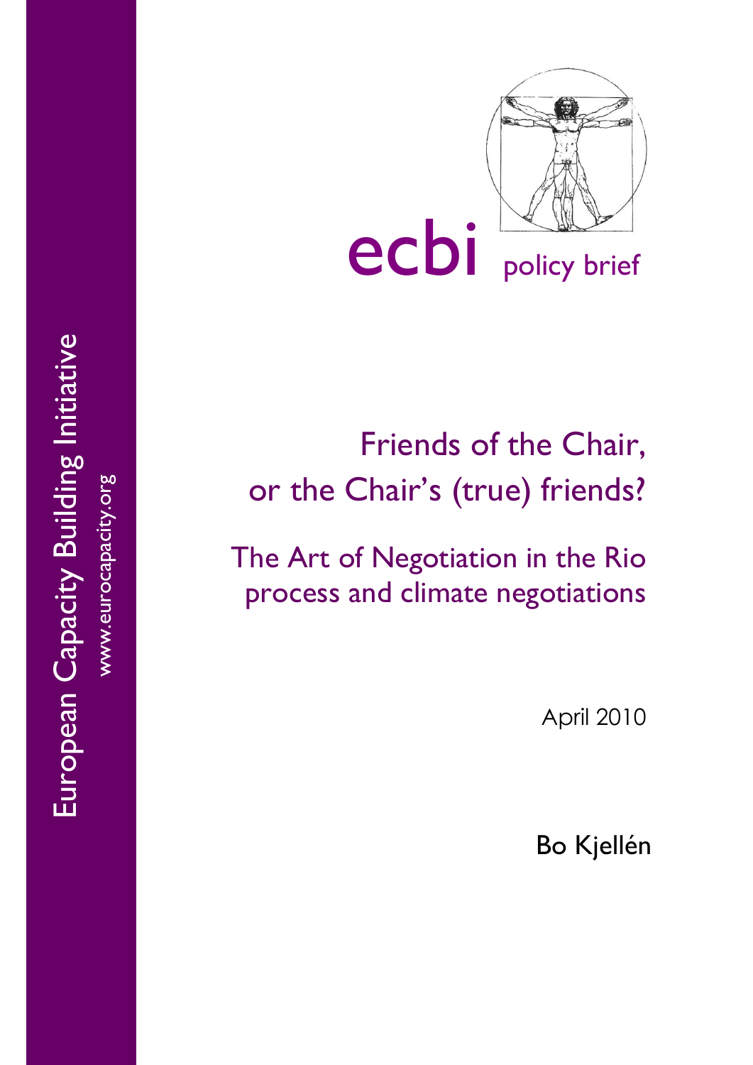European Capacity Building Initiative

www.eurocapacity.org

ecbi policy brief

# Friends of the Chair, or the Chair's (true) friends?

## The Art of Negotiation in the Rio process and climate negotiations

April 2010

Bo Kjellén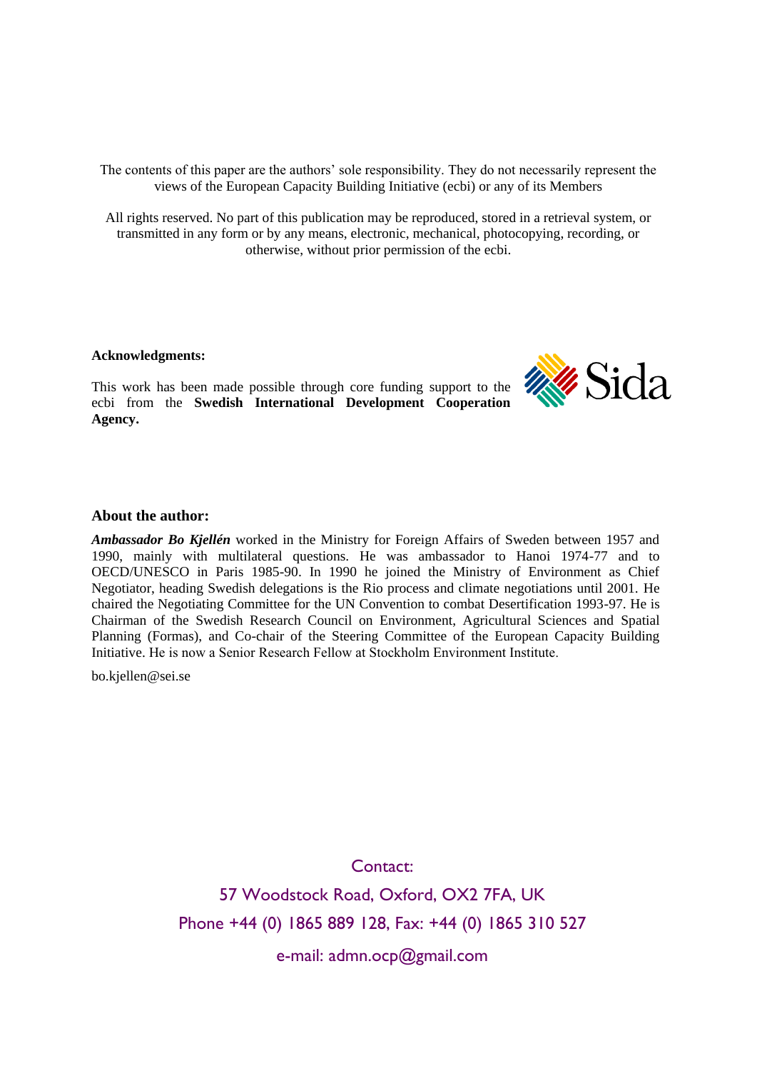The contents of this paper are the authors' sole responsibility. They do not necessarily represent the views of the European Capacity Building Initiative (ecbi) or any of its Members

All rights reserved. No part of this publication may be reproduced, stored in a retrieval system, or transmitted in any form or by any means, electronic, mechanical, photocopying, recording, or otherwise, without prior permission of the ecbi.

**Acknowledgments:**

This work has been made possible through core funding support to the ecbi from the **Swedish International Development Cooperation Agency.**

Sida

**About the author:**

***Ambassador Bo Kjellén*** worked in the Ministry for Foreign Affairs of Sweden between 1957 and 1990, mainly with multilateral questions. He was ambassador to Hanoi 1974-77 and to OECD/UNESCO in Paris 1985-90. In 1990 he joined the Ministry of Environment as Chief Negotiator, heading Swedish delegations is the Rio process and climate negotiations until 2001. He chaired the Negotiating Committee for the UN Convention to combat Desertification 1993-97. He is Chairman of the Swedish Research Council on Environment, Agricultural Sciences and Spatial Planning (Formas), and Co-chair of the Steering Committee of the European Capacity Building Initiative. He is now a Senior Research Fellow at Stockholm Environment Institute.

bo.kjellen@sei.se

Contact:

57 Woodstock Road, Oxford, OX2 7FA, UK

Phone +44 (0) 1865 889 128, Fax: +44 (0) 1865 310 527

e-mail: admn.ocp@gmail.com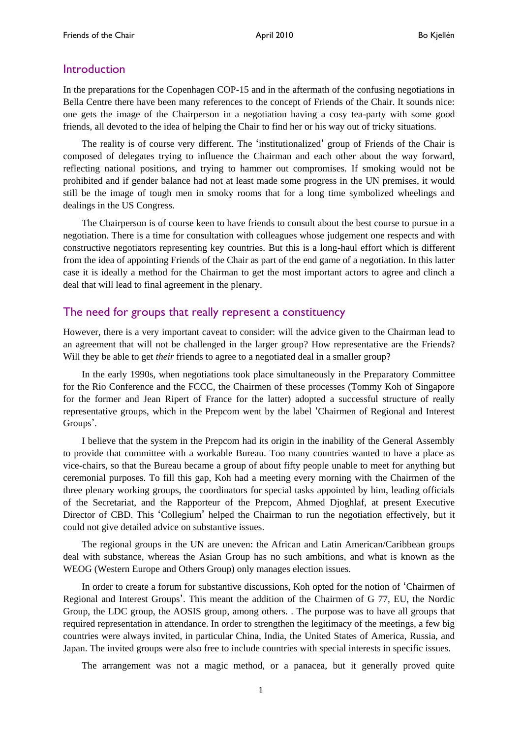## Introduction

In the preparations for the Copenhagen COP-15 and in the aftermath of the confusing negotiations in Bella Centre there have been many references to the concept of Friends of the Chair. It sounds nice: one gets the image of the Chairperson in a negotiation having a cosy tea-party with some good friends, all devoted to the idea of helping the Chair to find her or his way out of tricky situations.

The reality is of course very different. The 'institutionalized' group of Friends of the Chair is composed of delegates trying to influence the Chairman and each other about the way forward, reflecting national positions, and trying to hammer out compromises. If smoking would not be prohibited and if gender balance had not at least made some progress in the UN premises, it would still be the image of tough men in smoky rooms that for a long time symbolized wheelings and dealings in the US Congress.

The Chairperson is of course keen to have friends to consult about the best course to pursue in a negotiation. There is a time for consultation with colleagues whose judgement one respects and with constructive negotiators representing key countries. But this is a long-haul effort which is different from the idea of appointing Friends of the Chair as part of the end game of a negotiation. In this latter case it is ideally a method for the Chairman to get the most important actors to agree and clinch a deal that will lead to final agreement in the plenary.

## The need for groups that really represent a constituency

However, there is a very important caveat to consider: will the advice given to the Chairman lead to an agreement that will not be challenged in the larger group? How representative are the Friends? Will they be able to get *their* friends to agree to a negotiated deal in a smaller group?

In the early 1990s, when negotiations took place simultaneously in the Preparatory Committee for the Rio Conference and the FCCC, the Chairmen of these processes (Tommy Koh of Singapore for the former and Jean Ripert of France for the latter) adopted a successful structure of really representative groups, which in the Prepcom went by the label 'Chairmen of Regional and Interest Groups'.

I believe that the system in the Prepcom had its origin in the inability of the General Assembly to provide that committee with a workable Bureau. Too many countries wanted to have a place as vice-chairs, so that the Bureau became a group of about fifty people unable to meet for anything but ceremonial purposes. To fill this gap, Koh had a meeting every morning with the Chairmen of the three plenary working groups, the coordinators for special tasks appointed by him, leading officials of the Secretariat, and the Rapporteur of the Prepcom, Ahmed Djoghlaf, at present Executive Director of CBD. This 'Collegium' helped the Chairman to run the negotiation effectively, but it could not give detailed advice on substantive issues.

The regional groups in the UN are uneven: the African and Latin American/Caribbean groups deal with substance, whereas the Asian Group has no such ambitions, and what is known as the WEOG (Western Europe and Others Group) only manages election issues.

In order to create a forum for substantive discussions, Koh opted for the notion of 'Chairmen of Regional and Interest Groups'. This meant the addition of the Chairmen of G 77, EU, the Nordic Group, the LDC group, the AOSIS group, among others. . The purpose was to have all groups that required representation in attendance. In order to strengthen the legitimacy of the meetings, a few big countries were always invited, in particular China, India, the United States of America, Russia, and Japan. The invited groups were also free to include countries with special interests in specific issues.

The arrangement was not a magic method, or a panacea, but it generally proved quite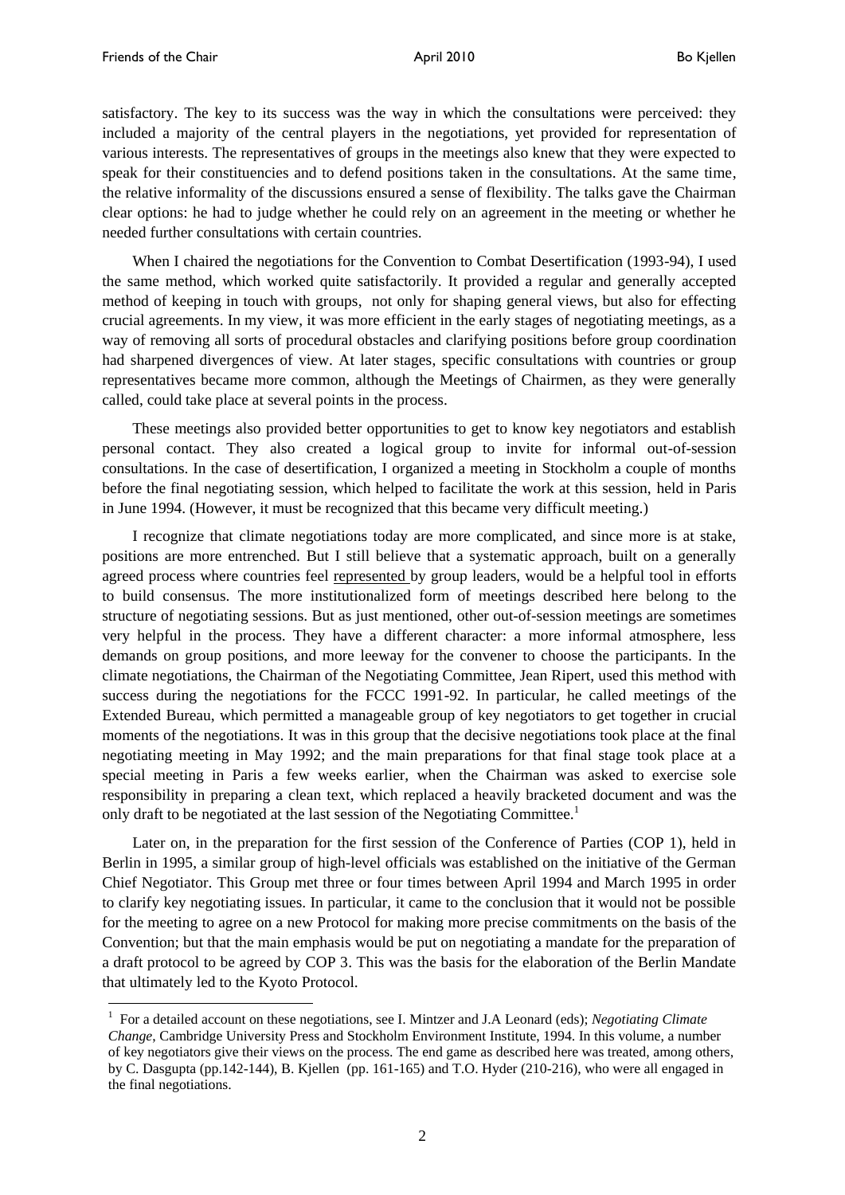satisfactory. The key to its success was the way in which the consultations were perceived: they included a majority of the central players in the negotiations, yet provided for representation of various interests. The representatives of groups in the meetings also knew that they were expected to speak for their constituencies and to defend positions taken in the consultations. At the same time, the relative informality of the discussions ensured a sense of flexibility. The talks gave the Chairman clear options: he had to judge whether he could rely on an agreement in the meeting or whether he needed further consultations with certain countries.

When I chaired the negotiations for the Convention to Combat Desertification (1993-94), I used the same method, which worked quite satisfactorily. It provided a regular and generally accepted method of keeping in touch with groups, not only for shaping general views, but also for effecting crucial agreements. In my view, it was more efficient in the early stages of negotiating meetings, as a way of removing all sorts of procedural obstacles and clarifying positions before group coordination had sharpened divergences of view. At later stages, specific consultations with countries or group representatives became more common, although the Meetings of Chairmen, as they were generally called, could take place at several points in the process.

These meetings also provided better opportunities to get to know key negotiators and establish personal contact. They also created a logical group to invite for informal out-of-session consultations. In the case of desertification, I organized a meeting in Stockholm a couple of months before the final negotiating session, which helped to facilitate the work at this session, held in Paris in June 1994. (However, it must be recognized that this became very difficult meeting.)

I recognize that climate negotiations today are more complicated, and since more is at stake, positions are more entrenched. But I still believe that a systematic approach, built on a generally agreed process where countries feel represented by group leaders, would be a helpful tool in efforts to build consensus. The more institutionalized form of meetings described here belong to the structure of negotiating sessions. But as just mentioned, other out-of-session meetings are sometimes very helpful in the process. They have a different character: a more informal atmosphere, less demands on group positions, and more leeway for the convener to choose the participants. In the climate negotiations, the Chairman of the Negotiating Committee, Jean Ripert, used this method with success during the negotiations for the FCCC 1991-92. In particular, he called meetings of the Extended Bureau, which permitted a manageable group of key negotiators to get together in crucial moments of the negotiations. It was in this group that the decisive negotiations took place at the final negotiating meeting in May 1992; and the main preparations for that final stage took place at a special meeting in Paris a few weeks earlier, when the Chairman was asked to exercise sole responsibility in preparing a clean text, which replaced a heavily bracketed document and was the only draft to be negotiated at the last session of the Negotiating Committee.[1]

Later on, in the preparation for the first session of the Conference of Parties (COP 1), held in Berlin in 1995, a similar group of high-level officials was established on the initiative of the German Chief Negotiator. This Group met three or four times between April 1994 and March 1995 in order to clarify key negotiating issues. In particular, it came to the conclusion that it would not be possible for the meeting to agree on a new Protocol for making more precise commitments on the basis of the Convention; but that the main emphasis would be put on negotiating a mandate for the preparation of a draft protocol to be agreed by COP 3. This was the basis for the elaboration of the Berlin Mandate that ultimately led to the Kyoto Protocol.

[1] For a detailed account on these negotiations, see I. Mintzer and J.A Leonard (eds); *Negotiating Climate Change*, Cambridge University Press and Stockholm Environment Institute, 1994. In this volume, a number of key negotiators give their views on the process. The end game as described here was treated, among others, by C. Dasgupta (pp.142-144), B. Kjellen (pp. 161-165) and T.O. Hyder (210-216), who were all engaged in the final negotiations.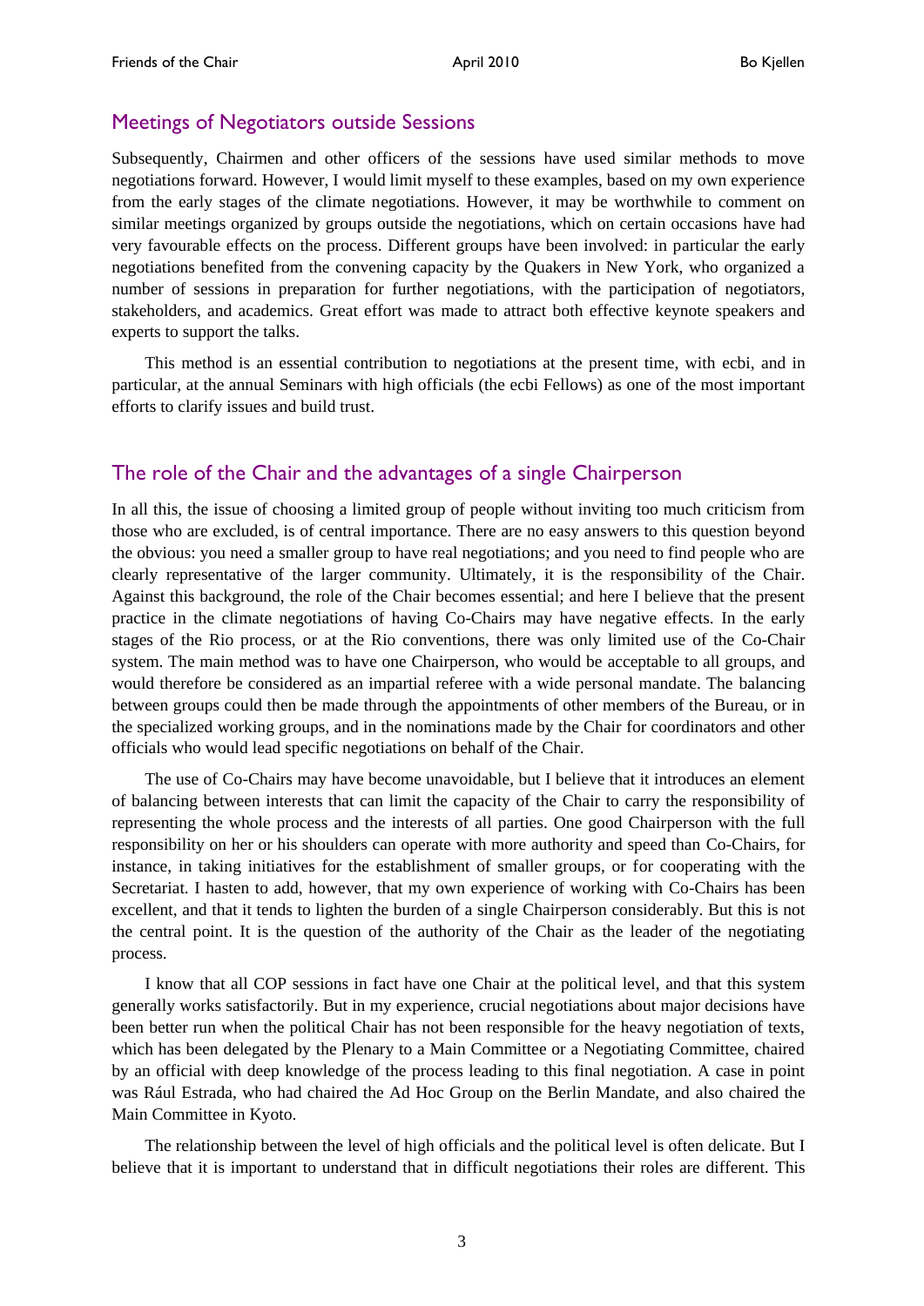## Meetings of Negotiators outside Sessions

Subsequently, Chairmen and other officers of the sessions have used similar methods to move negotiations forward. However, I would limit myself to these examples, based on my own experience from the early stages of the climate negotiations. However, it may be worthwhile to comment on similar meetings organized by groups outside the negotiations, which on certain occasions have had very favourable effects on the process. Different groups have been involved: in particular the early negotiations benefited from the convening capacity by the Quakers in New York, who organized a number of sessions in preparation for further negotiations, with the participation of negotiators, stakeholders, and academics. Great effort was made to attract both effective keynote speakers and experts to support the talks.

This method is an essential contribution to negotiations at the present time, with ecbi, and in particular, at the annual Seminars with high officials (the ecbi Fellows) as one of the most important efforts to clarify issues and build trust.

## The role of the Chair and the advantages of a single Chairperson

In all this, the issue of choosing a limited group of people without inviting too much criticism from those who are excluded, is of central importance. There are no easy answers to this question beyond the obvious: you need a smaller group to have real negotiations; and you need to find people who are clearly representative of the larger community. Ultimately, it is the responsibility of the Chair. Against this background, the role of the Chair becomes essential; and here I believe that the present practice in the climate negotiations of having Co-Chairs may have negative effects. In the early stages of the Rio process, or at the Rio conventions, there was only limited use of the Co-Chair system. The main method was to have one Chairperson, who would be acceptable to all groups, and would therefore be considered as an impartial referee with a wide personal mandate. The balancing between groups could then be made through the appointments of other members of the Bureau, or in the specialized working groups, and in the nominations made by the Chair for coordinators and other officials who would lead specific negotiations on behalf of the Chair.

The use of Co-Chairs may have become unavoidable, but I believe that it introduces an element of balancing between interests that can limit the capacity of the Chair to carry the responsibility of representing the whole process and the interests of all parties. One good Chairperson with the full responsibility on her or his shoulders can operate with more authority and speed than Co-Chairs, for instance, in taking initiatives for the establishment of smaller groups, or for cooperating with the Secretariat. I hasten to add, however, that my own experience of working with Co-Chairs has been excellent, and that it tends to lighten the burden of a single Chairperson considerably. But this is not the central point. It is the question of the authority of the Chair as the leader of the negotiating process.

I know that all COP sessions in fact have one Chair at the political level, and that this system generally works satisfactorily. But in my experience, crucial negotiations about major decisions have been better run when the political Chair has not been responsible for the heavy negotiation of texts, which has been delegated by the Plenary to a Main Committee or a Negotiating Committee, chaired by an official with deep knowledge of the process leading to this final negotiation. A case in point was Rául Estrada, who had chaired the Ad Hoc Group on the Berlin Mandate, and also chaired the Main Committee in Kyoto.

The relationship between the level of high officials and the political level is often delicate. But I believe that it is important to understand that in difficult negotiations their roles are different. This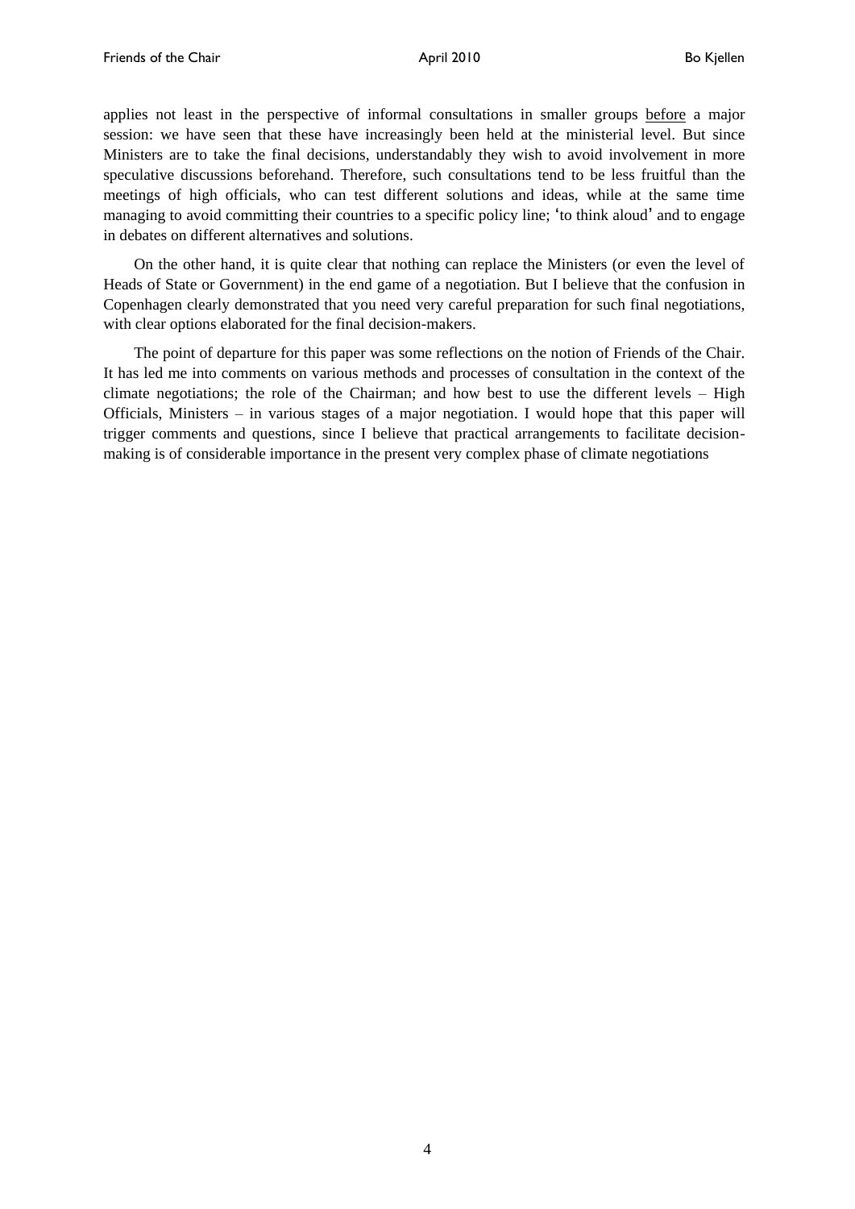applies not least in the perspective of informal consultations in smaller groups <u>before</u> a major session: we have seen that these have increasingly been held at the ministerial level. But since Ministers are to take the final decisions, understandably they wish to avoid involvement in more speculative discussions beforehand. Therefore, such consultations tend to be less fruitful than the meetings of high officials, who can test different solutions and ideas, while at the same time managing to avoid committing their countries to a specific policy line; 'to think aloud' and to engage in debates on different alternatives and solutions.

On the other hand, it is quite clear that nothing can replace the Ministers (or even the level of Heads of State or Government) in the end game of a negotiation. But I believe that the confusion in Copenhagen clearly demonstrated that you need very careful preparation for such final negotiations, with clear options elaborated for the final decision-makers.

The point of departure for this paper was some reflections on the notion of Friends of the Chair. It has led me into comments on various methods and processes of consultation in the context of the climate negotiations; the role of the Chairman; and how best to use the different levels – High Officials, Ministers – in various stages of a major negotiation. I would hope that this paper will trigger comments and questions, since I believe that practical arrangements to facilitate decision-making is of considerable importance in the present very complex phase of climate negotiations